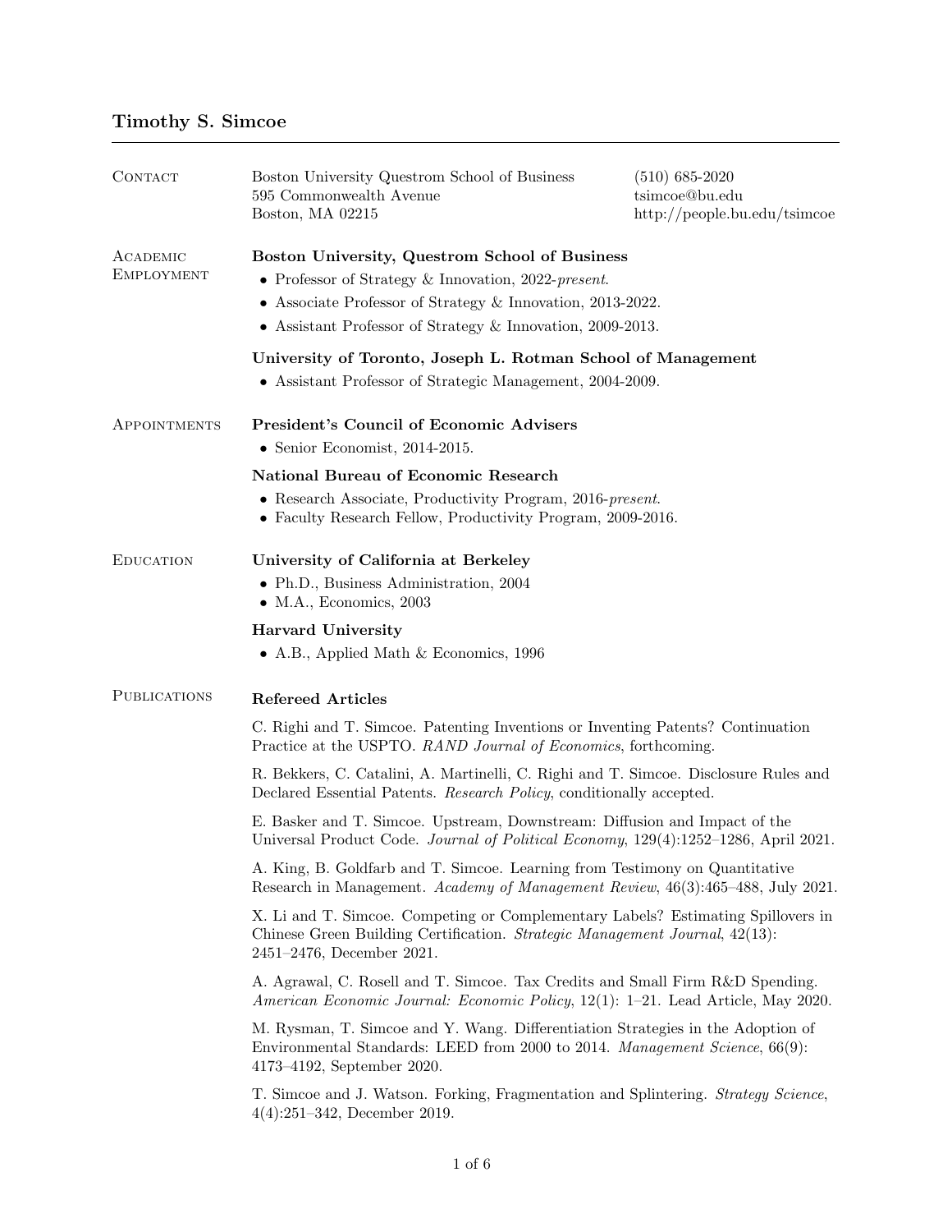# Timothy S. Simcoe

## Contact

Boston University Questrom School of Business
595 Commonwealth Avenue
Boston, MA 02215

(510) 685-2020
tsimcoe@bu.edu
http://people.bu.edu/tsimcoe

## Academic Employment

**Boston University, Questrom School of Business**

- Professor of Strategy & Innovation, 2022-*present*.
- Associate Professor of Strategy & Innovation, 2013-2022.
- Assistant Professor of Strategy & Innovation, 2009-2013.

**University of Toronto, Joseph L. Rotman School of Management**

- Assistant Professor of Strategic Management, 2004-2009.

## Appointments

**President's Council of Economic Advisers**

- Senior Economist, 2014-2015.

**National Bureau of Economic Research**

- Research Associate, Productivity Program, 2016-*present*.
- Faculty Research Fellow, Productivity Program, 2009-2016.

## Education

**University of California at Berkeley**

- Ph.D., Business Administration, 2004
- M.A., Economics, 2003

**Harvard University**

- A.B., Applied Math & Economics, 1996

## Publications

**Refereed Articles**

C. Righi and T. Simcoe. Patenting Inventions or Inventing Patents? Continuation Practice at the USPTO. *RAND Journal of Economics*, forthcoming.

R. Bekkers, C. Catalini, A. Martinelli, C. Righi and T. Simcoe. Disclosure Rules and Declared Essential Patents. *Research Policy*, conditionally accepted.

E. Basker and T. Simcoe. Upstream, Downstream: Diffusion and Impact of the Universal Product Code. *Journal of Political Economy*, 129(4):1252–1286, April 2021.

A. King, B. Goldfarb and T. Simcoe. Learning from Testimony on Quantitative Research in Management. *Academy of Management Review*, 46(3):465–488, July 2021.

X. Li and T. Simcoe. Competing or Complementary Labels? Estimating Spillovers in Chinese Green Building Certification. *Strategic Management Journal*, 42(13): 2451–2476, December 2021.

A. Agrawal, C. Rosell and T. Simcoe. Tax Credits and Small Firm R&D Spending. *American Economic Journal: Economic Policy*, 12(1): 1–21. Lead Article, May 2020.

M. Rysman, T. Simcoe and Y. Wang. Differentiation Strategies in the Adoption of Environmental Standards: LEED from 2000 to 2014. *Management Science*, 66(9): 4173–4192, September 2020.

T. Simcoe and J. Watson. Forking, Fragmentation and Splintering. *Strategy Science*, 4(4):251–342, December 2019.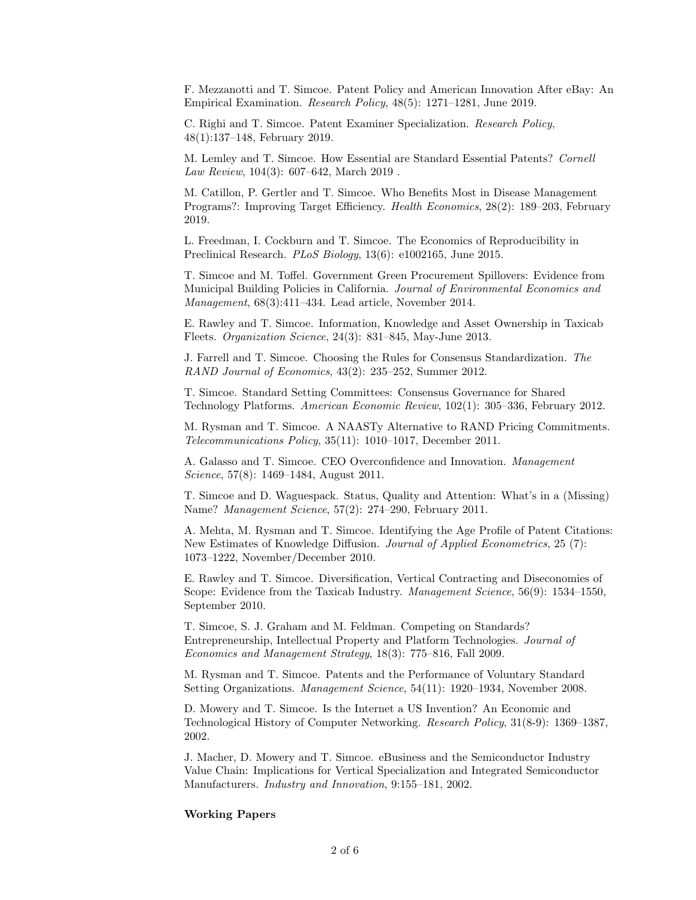F. Mezzanotti and T. Simcoe. Patent Policy and American Innovation After eBay: An Empirical Examination. *Research Policy*, 48(5): 1271–1281, June 2019.

C. Righi and T. Simcoe. Patent Examiner Specialization. *Research Policy*, 48(1):137–148, February 2019.

M. Lemley and T. Simcoe. How Essential are Standard Essential Patents? *Cornell Law Review*, 104(3): 607–642, March 2019 .

M. Catillon, P. Gertler and T. Simcoe. Who Benefits Most in Disease Management Programs?: Improving Target Efficiency. *Health Economics*, 28(2): 189–203, February 2019.

L. Freedman, I. Cockburn and T. Simcoe. The Economics of Reproducibility in Preclinical Research. *PLoS Biology*, 13(6): e1002165, June 2015.

T. Simcoe and M. Toffel. Government Green Procurement Spillovers: Evidence from Municipal Building Policies in California. *Journal of Environmental Economics and Management*, 68(3):411–434. Lead article, November 2014.

E. Rawley and T. Simcoe. Information, Knowledge and Asset Ownership in Taxicab Fleets. *Organization Science*, 24(3): 831–845, May-June 2013.

J. Farrell and T. Simcoe. Choosing the Rules for Consensus Standardization. *The RAND Journal of Economics*, 43(2): 235–252, Summer 2012.

T. Simcoe. Standard Setting Committees: Consensus Governance for Shared Technology Platforms. *American Economic Review*, 102(1): 305–336, February 2012.

M. Rysman and T. Simcoe. A NAASTy Alternative to RAND Pricing Commitments. *Telecommunications Policy*, 35(11): 1010–1017, December 2011.

A. Galasso and T. Simcoe. CEO Overconfidence and Innovation. *Management Science*, 57(8): 1469–1484, August 2011.

T. Simcoe and D. Waguespack. Status, Quality and Attention: What's in a (Missing) Name? *Management Science*, 57(2): 274–290, February 2011.

A. Mehta, M. Rysman and T. Simcoe. Identifying the Age Profile of Patent Citations: New Estimates of Knowledge Diffusion. *Journal of Applied Econometrics*, 25 (7): 1073–1222, November/December 2010.

E. Rawley and T. Simcoe. Diversification, Vertical Contracting and Diseconomies of Scope: Evidence from the Taxicab Industry. *Management Science*, 56(9): 1534–1550, September 2010.

T. Simcoe, S. J. Graham and M. Feldman. Competing on Standards? Entrepreneurship, Intellectual Property and Platform Technologies. *Journal of Economics and Management Strategy*, 18(3): 775–816, Fall 2009.

M. Rysman and T. Simcoe. Patents and the Performance of Voluntary Standard Setting Organizations. *Management Science*, 54(11): 1920–1934, November 2008.

D. Mowery and T. Simcoe. Is the Internet a US Invention? An Economic and Technological History of Computer Networking. *Research Policy*, 31(8-9): 1369–1387, 2002.

J. Macher, D. Mowery and T. Simcoe. eBusiness and the Semiconductor Industry Value Chain: Implications for Vertical Specialization and Integrated Semiconductor Manufacturers. *Industry and Innovation*, 9:155–181, 2002.

**Working Papers**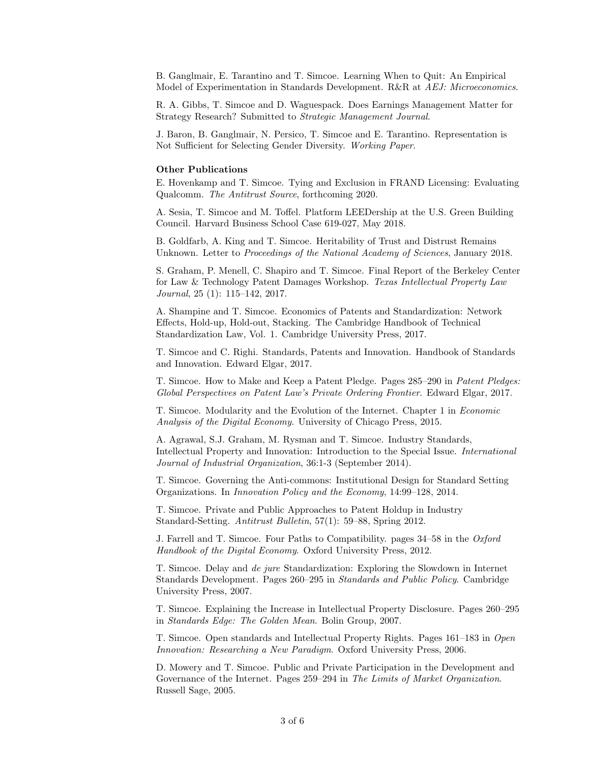B. Ganglmair, E. Tarantino and T. Simcoe. Learning When to Quit: An Empirical Model of Experimentation in Standards Development. R&R at *AEJ: Microeconomics*.

R. A. Gibbs, T. Simcoe and D. Waguespack. Does Earnings Management Matter for Strategy Research? Submitted to *Strategic Management Journal*.

J. Baron, B. Ganglmair, N. Persico, T. Simcoe and E. Tarantino. Representation is Not Sufficient for Selecting Gender Diversity. *Working Paper*.

**Other Publications**

E. Hovenkamp and T. Simcoe. Tying and Exclusion in FRAND Licensing: Evaluating Qualcomm. *The Antitrust Source*, forthcoming 2020.

A. Sesia, T. Simcoe and M. Toffel. Platform LEEDership at the U.S. Green Building Council. Harvard Business School Case 619-027, May 2018.

B. Goldfarb, A. King and T. Simcoe. Heritability of Trust and Distrust Remains Unknown. Letter to *Proceedings of the National Academy of Sciences*, January 2018.

S. Graham, P. Menell, C. Shapiro and T. Simcoe. Final Report of the Berkeley Center for Law & Technology Patent Damages Workshop. *Texas Intellectual Property Law Journal*, 25 (1): 115–142, 2017.

A. Shampine and T. Simcoe. Economics of Patents and Standardization: Network Effects, Hold-up, Hold-out, Stacking. The Cambridge Handbook of Technical Standardization Law, Vol. 1. Cambridge University Press, 2017.

T. Simcoe and C. Righi. Standards, Patents and Innovation. Handbook of Standards and Innovation. Edward Elgar, 2017.

T. Simcoe. How to Make and Keep a Patent Pledge. Pages 285–290 in *Patent Pledges: Global Perspectives on Patent Law's Private Ordering Frontier*. Edward Elgar, 2017.

T. Simcoe. Modularity and the Evolution of the Internet. Chapter 1 in *Economic Analysis of the Digital Economy*. University of Chicago Press, 2015.

A. Agrawal, S.J. Graham, M. Rysman and T. Simcoe. Industry Standards, Intellectual Property and Innovation: Introduction to the Special Issue. *International Journal of Industrial Organization*, 36:1-3 (September 2014).

T. Simcoe. Governing the Anti-commons: Institutional Design for Standard Setting Organizations. In *Innovation Policy and the Economy*, 14:99–128, 2014.

T. Simcoe. Private and Public Approaches to Patent Holdup in Industry Standard-Setting. *Antitrust Bulletin*, 57(1): 59–88, Spring 2012.

J. Farrell and T. Simcoe. Four Paths to Compatibility. pages 34–58 in the *Oxford Handbook of the Digital Economy*. Oxford University Press, 2012.

T. Simcoe. Delay and *de jure* Standardization: Exploring the Slowdown in Internet Standards Development. Pages 260–295 in *Standards and Public Policy*. Cambridge University Press, 2007.

T. Simcoe. Explaining the Increase in Intellectual Property Disclosure. Pages 260–295 in *Standards Edge: The Golden Mean*. Bolin Group, 2007.

T. Simcoe. Open standards and Intellectual Property Rights. Pages 161–183 in *Open Innovation: Researching a New Paradigm*. Oxford University Press, 2006.

D. Mowery and T. Simcoe. Public and Private Participation in the Development and Governance of the Internet. Pages 259–294 in *The Limits of Market Organization*. Russell Sage, 2005.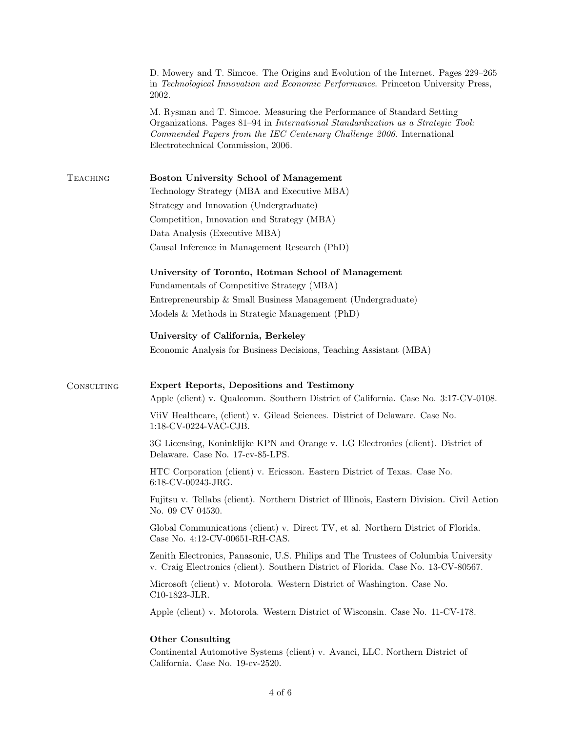D. Mowery and T. Simcoe. The Origins and Evolution of the Internet. Pages 229–265 in *Technological Innovation and Economic Performance*. Princeton University Press, 2002.

M. Rysman and T. Simcoe. Measuring the Performance of Standard Setting Organizations. Pages 81–94 in *International Standardization as a Strategic Tool: Commended Papers from the IEC Centenary Challenge 2006*. International Electrotechnical Commission, 2006.

## Teaching

**Boston University School of Management**

Technology Strategy (MBA and Executive MBA)

Strategy and Innovation (Undergraduate)

Competition, Innovation and Strategy (MBA)

Data Analysis (Executive MBA)

Causal Inference in Management Research (PhD)

**University of Toronto, Rotman School of Management**

Fundamentals of Competitive Strategy (MBA)

Entrepreneurship & Small Business Management (Undergraduate)

Models & Methods in Strategic Management (PhD)

**University of California, Berkeley**

Economic Analysis for Business Decisions, Teaching Assistant (MBA)

## Consulting

**Expert Reports, Depositions and Testimony**

Apple (client) v. Qualcomm. Southern District of California. Case No. 3:17-CV-0108.

ViiV Healthcare, (client) v. Gilead Sciences. District of Delaware. Case No. 1:18-CV-0224-VAC-CJB.

3G Licensing, Koninklijke KPN and Orange v. LG Electronics (client). District of Delaware. Case No. 17-cv-85-LPS.

HTC Corporation (client) v. Ericsson. Eastern District of Texas. Case No. 6:18-CV-00243-JRG.

Fujitsu v. Tellabs (client). Northern District of Illinois, Eastern Division. Civil Action No. 09 CV 04530.

Global Communications (client) v. Direct TV, et al. Northern District of Florida. Case No. 4:12-CV-00651-RH-CAS.

Zenith Electronics, Panasonic, U.S. Philips and The Trustees of Columbia University v. Craig Electronics (client). Southern District of Florida. Case No. 13-CV-80567.

Microsoft (client) v. Motorola. Western District of Washington. Case No. C10-1823-JLR.

Apple (client) v. Motorola. Western District of Wisconsin. Case No. 11-CV-178.

**Other Consulting**

Continental Automotive Systems (client) v. Avanci, LLC. Northern District of California. Case No. 19-cv-2520.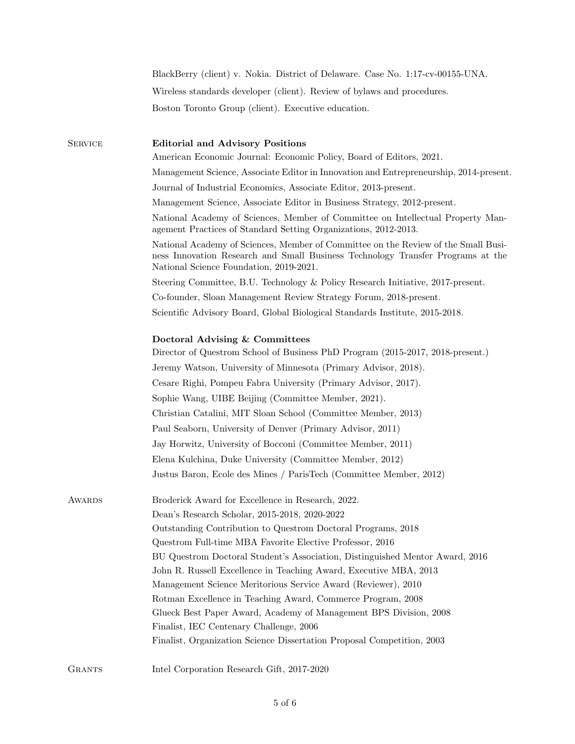BlackBerry (client) v. Nokia. District of Delaware. Case No. 1:17-cv-00155-UNA.

Wireless standards developer (client). Review of bylaws and procedures.

Boston Toronto Group (client). Executive education.

## Service

### Editorial and Advisory Positions

American Economic Journal: Economic Policy, Board of Editors, 2021.

Management Science, Associate Editor in Innovation and Entrepreneurship, 2014-present.

Journal of Industrial Economics, Associate Editor, 2013-present.

Management Science, Associate Editor in Business Strategy, 2012-present.

National Academy of Sciences, Member of Committee on Intellectual Property Management Practices of Standard Setting Organizations, 2012-2013.

National Academy of Sciences, Member of Committee on the Review of the Small Business Innovation Research and Small Business Technology Transfer Programs at the National Science Foundation, 2019-2021.

Steering Committee, B.U. Technology & Policy Research Initiative, 2017-present.

Co-founder, Sloan Management Review Strategy Forum, 2018-present.

Scientific Advisory Board, Global Biological Standards Institute, 2015-2018.

### Doctoral Advising & Committees

Director of Questrom School of Business PhD Program (2015-2017, 2018-present.)

Jeremy Watson, University of Minnesota (Primary Advisor, 2018).

Cesare Righi, Pompeu Fabra University (Primary Advisor, 2017).

Sophie Wang, UIBE Beijing (Committee Member, 2021).

Christian Catalini, MIT Sloan School (Committee Member, 2013)

Paul Seaborn, University of Denver (Primary Advisor, 2011)

Jay Horwitz, University of Bocconi (Committee Member, 2011)

Elena Kulchina, Duke University (Committee Member, 2012)

Justus Baron, Ecole des Mines / ParisTech (Committee Member, 2012)

## Awards

Broderick Award for Excellence in Research, 2022.

Dean's Research Scholar, 2015-2018, 2020-2022

Outstanding Contribution to Questrom Doctoral Programs, 2018

Questrom Full-time MBA Favorite Elective Professor, 2016

BU Questrom Doctoral Student's Association, Distinguished Mentor Award, 2016

John R. Russell Excellence in Teaching Award, Executive MBA, 2013

Management Science Meritorious Service Award (Reviewer), 2010

Rotman Excellence in Teaching Award, Commerce Program, 2008

Glueck Best Paper Award, Academy of Management BPS Division, 2008

Finalist, IEC Centenary Challenge, 2006

Finalist, Organization Science Dissertation Proposal Competition, 2003

## Grants

Intel Corporation Research Gift, 2017-2020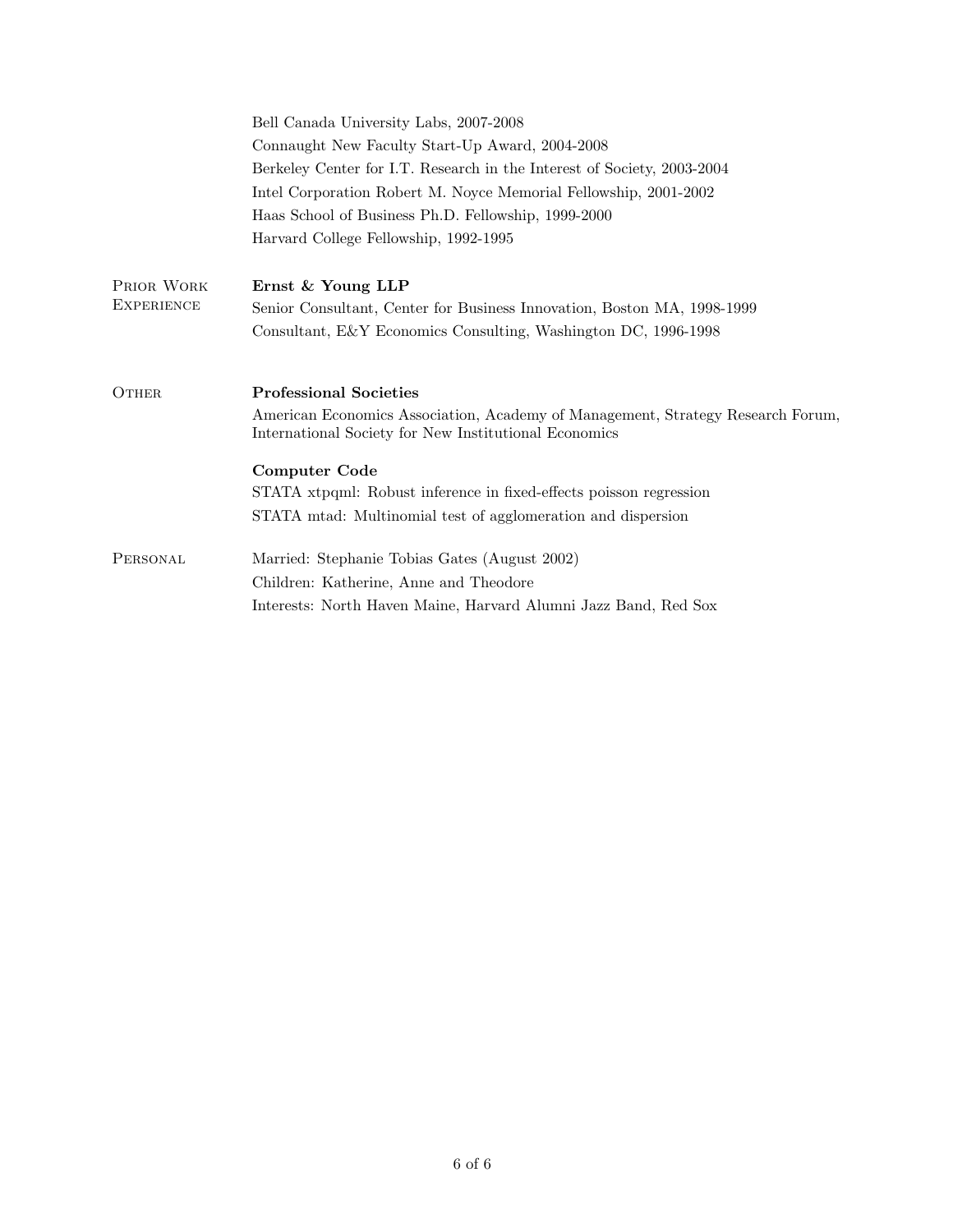Bell Canada University Labs, 2007-2008
Connaught New Faculty Start-Up Award, 2004-2008
Berkeley Center for I.T. Research in the Interest of Society, 2003-2004
Intel Corporation Robert M. Noyce Memorial Fellowship, 2001-2002
Haas School of Business Ph.D. Fellowship, 1999-2000
Harvard College Fellowship, 1992-1995

## Prior Work Experience

**Ernst & Young LLP**

Senior Consultant, Center for Business Innovation, Boston MA, 1998-1999
Consultant, E&Y Economics Consulting, Washington DC, 1996-1998

## Other

**Professional Societies**

American Economics Association, Academy of Management, Strategy Research Forum, International Society for New Institutional Economics

**Computer Code**

STATA xtpqml: Robust inference in fixed-effects poisson regression
STATA mtad: Multinomial test of agglomeration and dispersion

## Personal

Married: Stephanie Tobias Gates (August 2002)
Children: Katherine, Anne and Theodore
Interests: North Haven Maine, Harvard Alumni Jazz Band, Red Sox